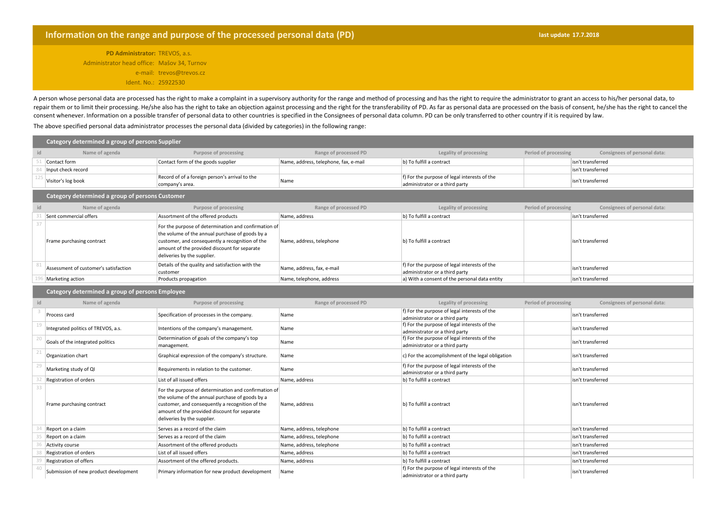# Information on the range and purpose of the processed personal data (PD)

**last update 17.7.2018**

**PD Administrator:** TREVOS, a.s.
Administrator head office: Mašov 34, Turnov
e-mail: trevos@trevos.cz
Ident. No.: 25922530

A person whose personal data are processed has the right to make a complaint in a supervisory authority for the range and method of processing and has the right to require the administrator to grant an access to his/her personal data, to repair them or to limit their processing. He/she also has the right to take an objection against processing and the right for the transferability of PD. As far as personal data are processed on the basis of consent, he/she has the right to cancel the consent whenever. Information on a possible transfer of personal data to other countries is specified in the Consignees of personal data column. PD can be only transferred to other country if it is required by law.

The above specified personal data administrator processes the personal data (divided by categories) in the following range:

## Category determined a group of persons Supplier

| id | Name of agenda | Purpose of processing | Range of processed PD | Legality of processing | Period of processing | Consignees of personal data: |
|---|---|---|---|---|---|---|
| 51 | Contact form | Contact form of the goods supplier | Name, address, telephone, fax, e-mail | b) To fulfill a contract | | isn't transferred |
| 84 | Input check record | | | | | isn't transferred |
| 125 | Visitor's log book | Record of of a foreign person's arrival to the company's area. | Name | f) For the purpose of legal interests of the administrator or a third party | | isn't transferred |

## Category determined a group of persons Customer

| id | Name of agenda | Purpose of processing | Range of processed PD | Legality of processing | Period of processing | Consignees of personal data: |
|---|---|---|---|---|---|---|
| 31 | Sent commercial offers | Assortment of the offered products | Name, address | b) To fulfill a contract | | isn't transferred |
| 37 | Frame purchasing contract | For the purpose of determination and confirmation of the volume of the annual purchase of goods by a customer, and consequently a recognition of the amount of the provided discount for separate deliveries by the supplier. | Name, address, telephone | b) To fulfill a contract | | isn't transferred |
| 81 | Assessment of customer's satisfaction | Details of the quality and satisfaction with the customer | Name, address, fax, e-mail | f) For the purpose of legal interests of the administrator or a third party | | isn't transferred |
| 196 | Marketing action | Products propagation | Name, telephone, address | a) With a consent of the personal data entity | | isn't transferred |

## Category determined a group of persons Employee

| id | Name of agenda | Purpose of processing | Range of processed PD | Legality of processing | Period of processing | Consignees of personal data: |
|---|---|---|---|---|---|---|
| 3 | Process card | Specification of processes in the company. | Name | f) For the purpose of legal interests of the administrator or a third party | | isn't transferred |
| 19 | Integrated politics of TREVOS, a.s. | Intentions of the company's management. | Name | f) For the purpose of legal interests of the administrator or a third party | | isn't transferred |
| 20 | Goals of the integrated politics | Determination of goals of the company's top management. | Name | f) For the purpose of legal interests of the administrator or a third party | | isn't transferred |
| 21 | Organization chart | Graphical expression of the company's structure. | Name | c) For the accomplishment of the legal obligation | | isn't transferred |
| 29 | Marketing study of QI | Requirements in relation to the customer. | Name | f) For the purpose of legal interests of the administrator or a third party | | isn't transferred |
| 32 | Registration of orders | List of all issued offers | Name, address | b) To fulfill a contract | | isn't transferred |
| 33 | Frame purchasing contract | For the purpose of determination and confirmation of the volume of the annual purchase of goods by a customer, and consequently a recognition of the amount of the provided discount for separate deliveries by the supplier. | Name, address | b) To fulfill a contract | | isn't transferred |
| 34 | Report on a claim | Serves as a record of the claim | Name, address, telephone | b) To fulfill a contract | | isn't transferred |
| 35 | Report on a claim | Serves as a record of the claim | Name, address, telephone | b) To fulfill a contract | | isn't transferred |
| 36 | Activity course | Assortment of the offered products | Name, address, telephone | b) To fulfill a contract | | isn't transferred |
| 38 | Registration of orders | List of all issued offers | Name, address | b) To fulfill a contract | | isn't transferred |
| 39 | Registration of offers | Assortment of the offered products. | Name, address | b) To fulfill a contract | | isn't transferred |
| 40 | Submission of new product development | Primary information for new product development | Name | f) For the purpose of legal interests of the administrator or a third party | | isn't transferred |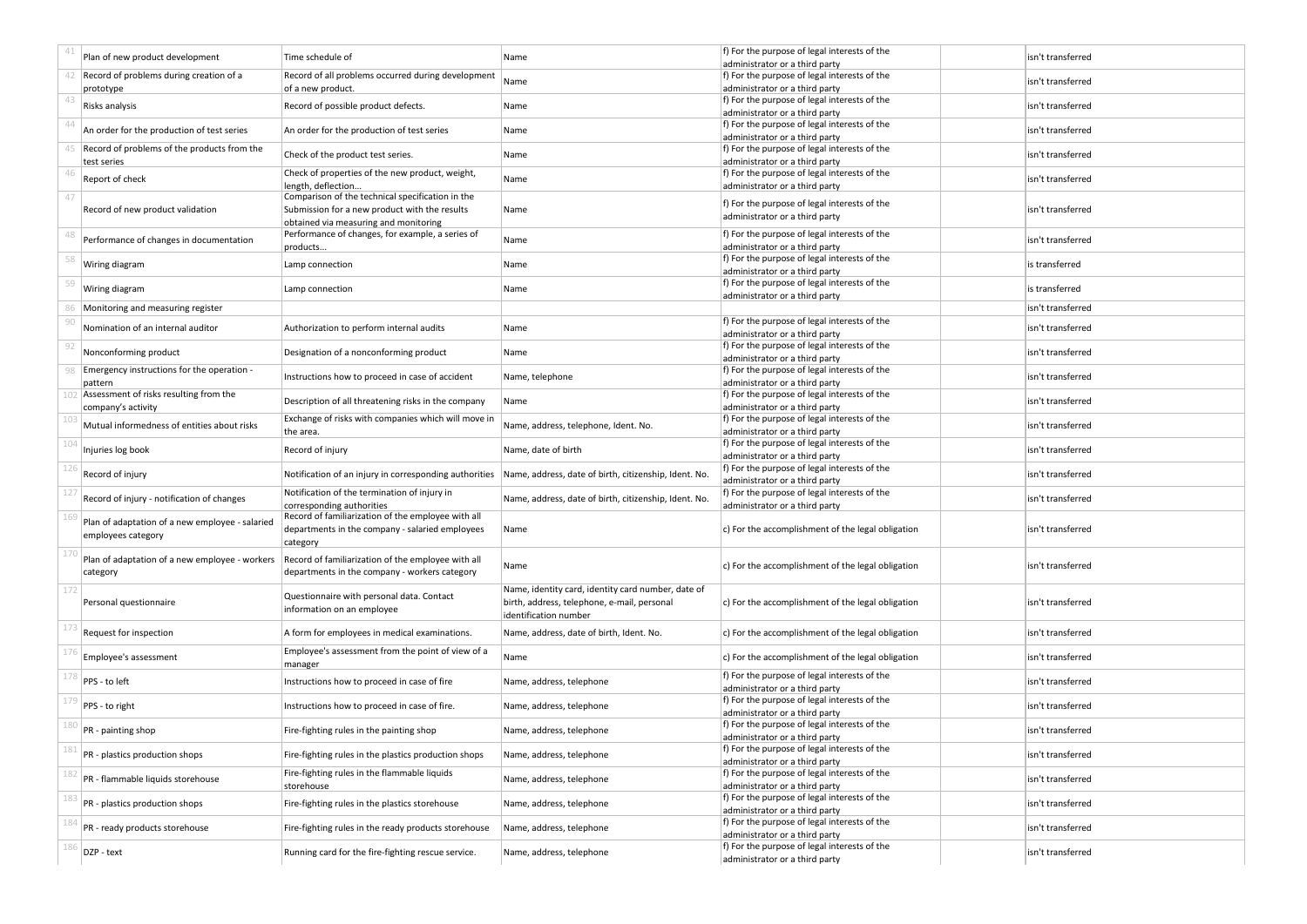| | | | | | | |
|---|---|---|---|---|---|---|
| 41 | Plan of new product development | Time schedule of | Name | f) For the purpose of legal interests of the administrator or a third party | | isn't transferred |
| 42 | Record of problems during creation of a prototype | Record of all problems occurred during development of a new product. | Name | f) For the purpose of legal interests of the administrator or a third party | | isn't transferred |
| 43 | Risks analysis | Record of possible product defects. | Name | f) For the purpose of legal interests of the administrator or a third party | | isn't transferred |
| 44 | An order for the production of test series | An order for the production of test series | Name | f) For the purpose of legal interests of the administrator or a third party | | isn't transferred |
| 45 | Record of problems of the products from the test series | Check of the product test series. | Name | f) For the purpose of legal interests of the administrator or a third party | | isn't transferred |
| 46 | Report of check | Check of properties of the new product, weight, length, deflection... | Name | f) For the purpose of legal interests of the administrator or a third party | | isn't transferred |
| 47 | Record of new product validation | Comparison of the technical specification in the Submission for a new product with the results obtained via measuring and monitoring | Name | f) For the purpose of legal interests of the administrator or a third party | | isn't transferred |
| 48 | Performance of changes in documentation | Performance of changes, for example, a series of products... | Name | f) For the purpose of legal interests of the administrator or a third party | | isn't transferred |
| 58 | Wiring diagram | Lamp connection | Name | f) For the purpose of legal interests of the administrator or a third party | | is transferred |
| 59 | Wiring diagram | Lamp connection | Name | f) For the purpose of legal interests of the administrator or a third party | | is transferred |
| 86 | Monitoring and measuring register | | | | | isn't transferred |
| 90 | Nomination of an internal auditor | Authorization to perform internal audits | Name | f) For the purpose of legal interests of the administrator or a third party | | isn't transferred |
| 92 | Nonconforming product | Designation of a nonconforming product | Name | f) For the purpose of legal interests of the administrator or a third party | | isn't transferred |
| 98 | Emergency instructions for the operation - pattern | Instructions how to proceed in case of accident | Name, telephone | f) For the purpose of legal interests of the administrator or a third party | | isn't transferred |
| 102 | Assessment of risks resulting from the company's activity | Description of all threatening risks in the company | Name | f) For the purpose of legal interests of the administrator or a third party | | isn't transferred |
| 103 | Mutual informedness of entities about risks | Exchange of risks with companies which will move in the area. | Name, address, telephone, Ident. No. | f) For the purpose of legal interests of the administrator or a third party | | isn't transferred |
| 104 | Injuries log book | Record of injury | Name, date of birth | f) For the purpose of legal interests of the administrator or a third party | | isn't transferred |
| 126 | Record of injury | Notification of an injury in corresponding authorities | Name, address, date of birth, citizenship, Ident. No. | f) For the purpose of legal interests of the administrator or a third party | | isn't transferred |
| 127 | Record of injury - notification of changes | Notification of the termination of injury in corresponding authorities | Name, address, date of birth, citizenship, Ident. No. | f) For the purpose of legal interests of the administrator or a third party | | isn't transferred |
| 169 | Plan of adaptation of a new employee - salaried employees category | Record of familiarization of the employee with all departments in the company - salaried employees category | Name | c) For the accomplishment of the legal obligation | | isn't transferred |
| 170 | Plan of adaptation of a new employee - workers category | Record of familiarization of the employee with all departments in the company - workers category | Name | c) For the accomplishment of the legal obligation | | isn't transferred |
| 172 | Personal questionnaire | Questionnaire with personal data. Contact information on an employee | Name, identity card, identity card number, date of birth, address, telephone, e-mail, personal identification number | c) For the accomplishment of the legal obligation | | isn't transferred |
| 173 | Request for inspection | A form for employees in medical examinations. | Name, address, date of birth, Ident. No. | c) For the accomplishment of the legal obligation | | isn't transferred |
| 176 | Employee's assessment | Employee's assessment from the point of view of a manager | Name | c) For the accomplishment of the legal obligation | | isn't transferred |
| 178 | PPS - to left | Instructions how to proceed in case of fire | Name, address, telephone | f) For the purpose of legal interests of the administrator or a third party | | isn't transferred |
| 179 | PPS - to right | Instructions how to proceed in case of fire. | Name, address, telephone | f) For the purpose of legal interests of the administrator or a third party | | isn't transferred |
| 180 | PR - painting shop | Fire-fighting rules in the painting shop | Name, address, telephone | f) For the purpose of legal interests of the administrator or a third party | | isn't transferred |
| 181 | PR - plastics production shops | Fire-fighting rules in the plastics production shops | Name, address, telephone | f) For the purpose of legal interests of the administrator or a third party | | isn't transferred |
| 182 | PR - flammable liquids storehouse | Fire-fighting rules in the flammable liquids storehouse | Name, address, telephone | f) For the purpose of legal interests of the administrator or a third party | | isn't transferred |
| 183 | PR - plastics production shops | Fire-fighting rules in the plastics storehouse | Name, address, telephone | f) For the purpose of legal interests of the administrator or a third party | | isn't transferred |
| 184 | PR - ready products storehouse | Fire-fighting rules in the ready products storehouse | Name, address, telephone | f) For the purpose of legal interests of the administrator or a third party | | isn't transferred |
| 186 | DZP - text | Running card for the fire-fighting rescue service. | Name, address, telephone | f) For the purpose of legal interests of the administrator or a third party | | isn't transferred |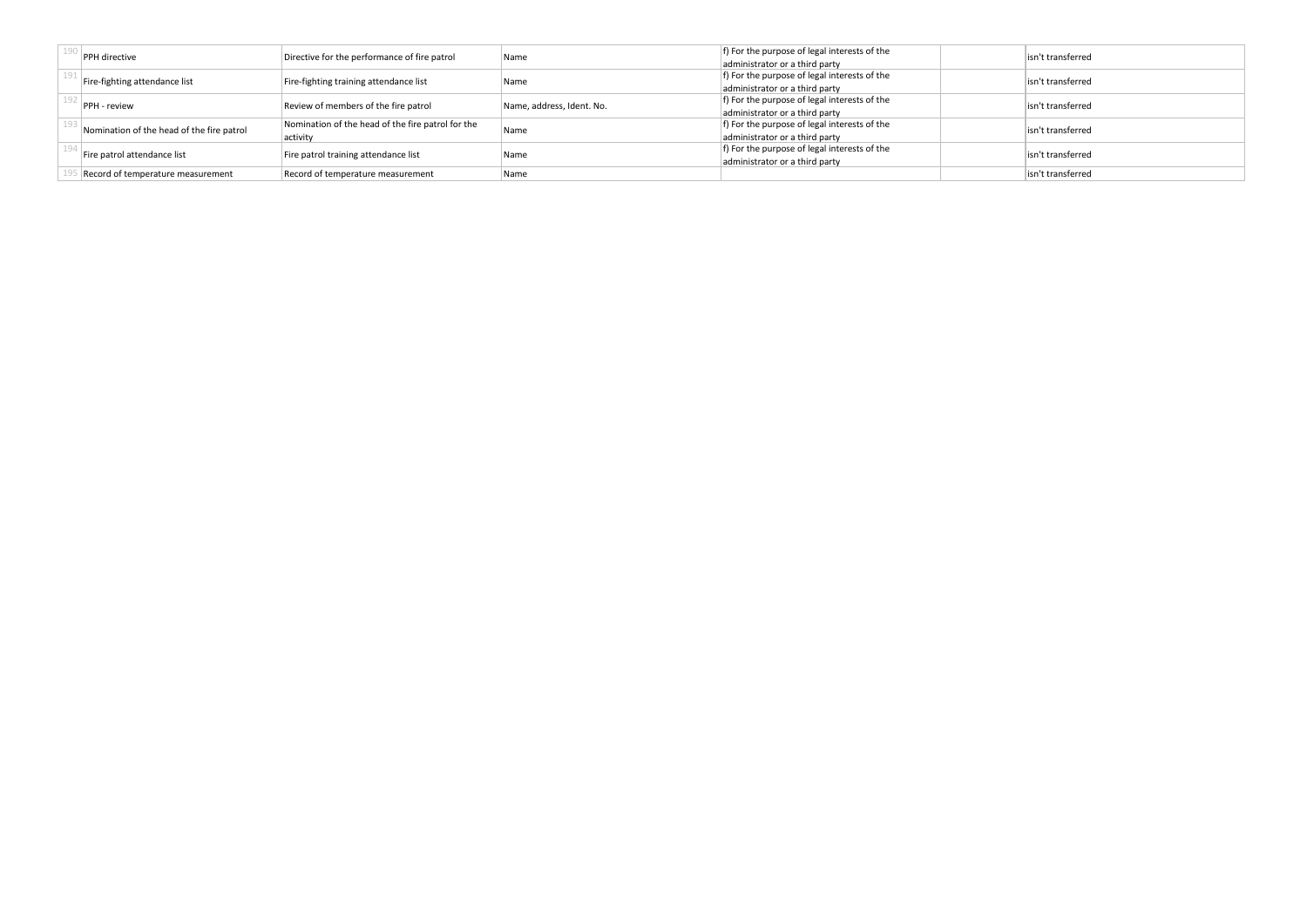| | | | | | | |
|---|---|---|---|---|---|---|
| 190 | PPH directive | Directive for the performance of fire patrol | Name | f) For the purpose of legal interests of the administrator or a third party | | isn't transferred |
| 191 | Fire-fighting attendance list | Fire-fighting training attendance list | Name | f) For the purpose of legal interests of the administrator or a third party | | isn't transferred |
| 192 | PPH - review | Review of members of the fire patrol | Name, address, Ident. No. | f) For the purpose of legal interests of the administrator or a third party | | isn't transferred |
| 193 | Nomination of the head of the fire patrol | Nomination of the head of the fire patrol for the activity | Name | f) For the purpose of legal interests of the administrator or a third party | | isn't transferred |
| 194 | Fire patrol attendance list | Fire patrol training attendance list | Name | f) For the purpose of legal interests of the administrator or a third party | | isn't transferred |
| 195 | Record of temperature measurement | Record of temperature measurement | Name | | | isn't transferred |